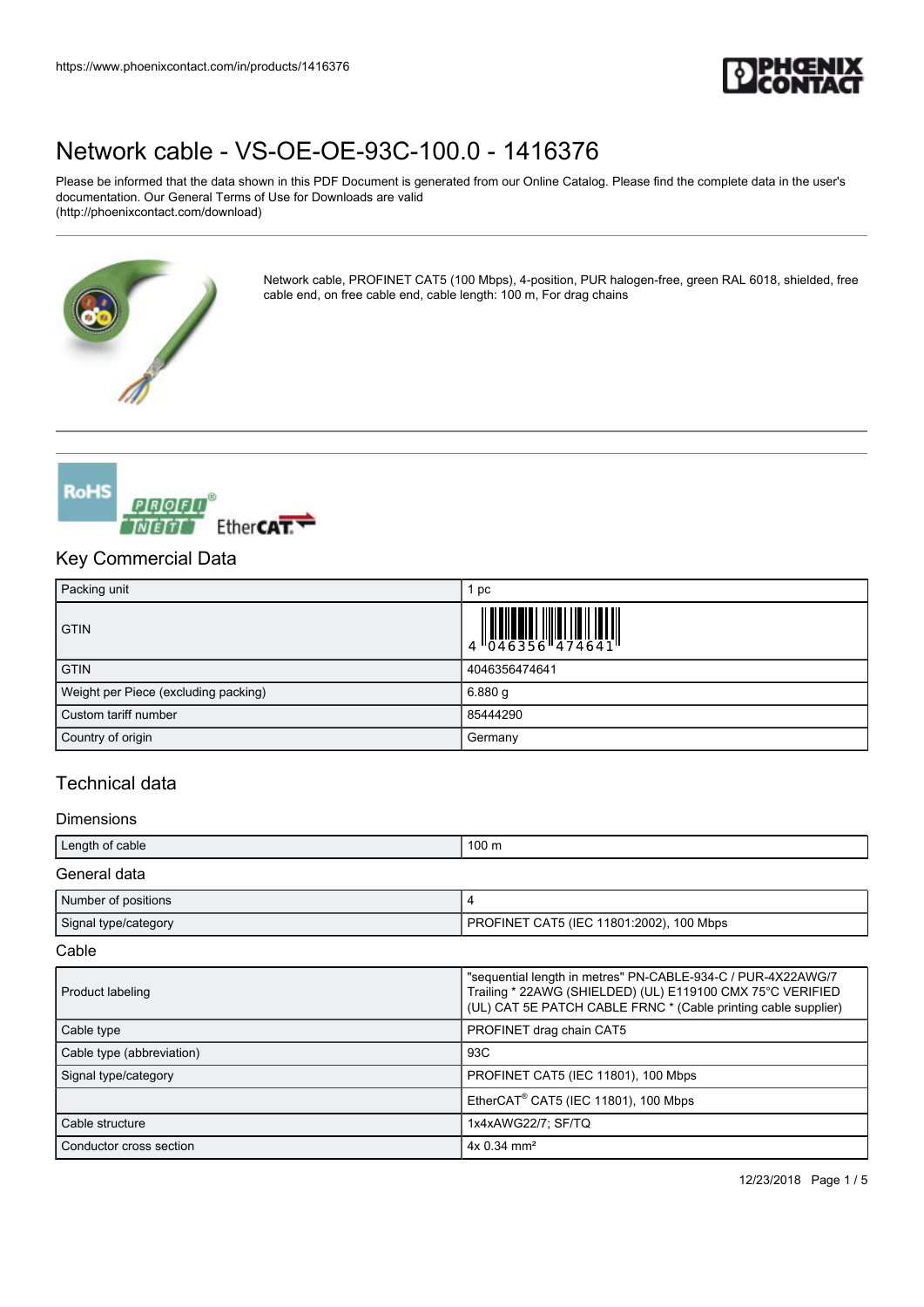# Network cable - VS-OE-OE-93C-100.0 - 1416376

Please be informed that the data shown in this PDF Document is generated from our Online Catalog. Please find the complete data in the user's documentation. Our General Terms of Use for Downloads are valid (http://phoenixcontact.com/download)

Network cable, PROFINET CAT5 (100 Mbps), 4-position, PUR halogen-free, green RAL 6018, shielded, free cable end, on free cable end, cable length: 100 m, For drag chains

## Key Commercial Data

| Packing unit | 1 pc |
|---|---|
| GTIN | 4 046356 474641 |
| GTIN | 4046356474641 |
| Weight per Piece (excluding packing) | 6.880 g |
| Custom tariff number | 85444290 |
| Country of origin | Germany |

## Technical data

### Dimensions

| Length of cable | 100 m |
|---|---|

### General data

| Number of positions | 4 |
|---|---|
| Signal type/category | PROFINET CAT5 (IEC 11801:2002), 100 Mbps |

### Cable

| Product labeling | "sequential length in metres" PN-CABLE-934-C / PUR-4X22AWG/7 Trailing * 22AWG (SHIELDED) (UL) E119100 CMX 75°C VERIFIED (UL) CAT 5E PATCH CABLE FRNC * (Cable printing cable supplier) |
|---|---|
| Cable type | PROFINET drag chain CAT5 |
| Cable type (abbreviation) | 93C |
| Signal type/category | PROFINET CAT5 (IEC 11801), 100 Mbps |
| | EtherCAT® CAT5 (IEC 11801), 100 Mbps |
| Cable structure | 1x4xAWG22/7; SF/TQ |
| Conductor cross section | 4x 0.34 mm² |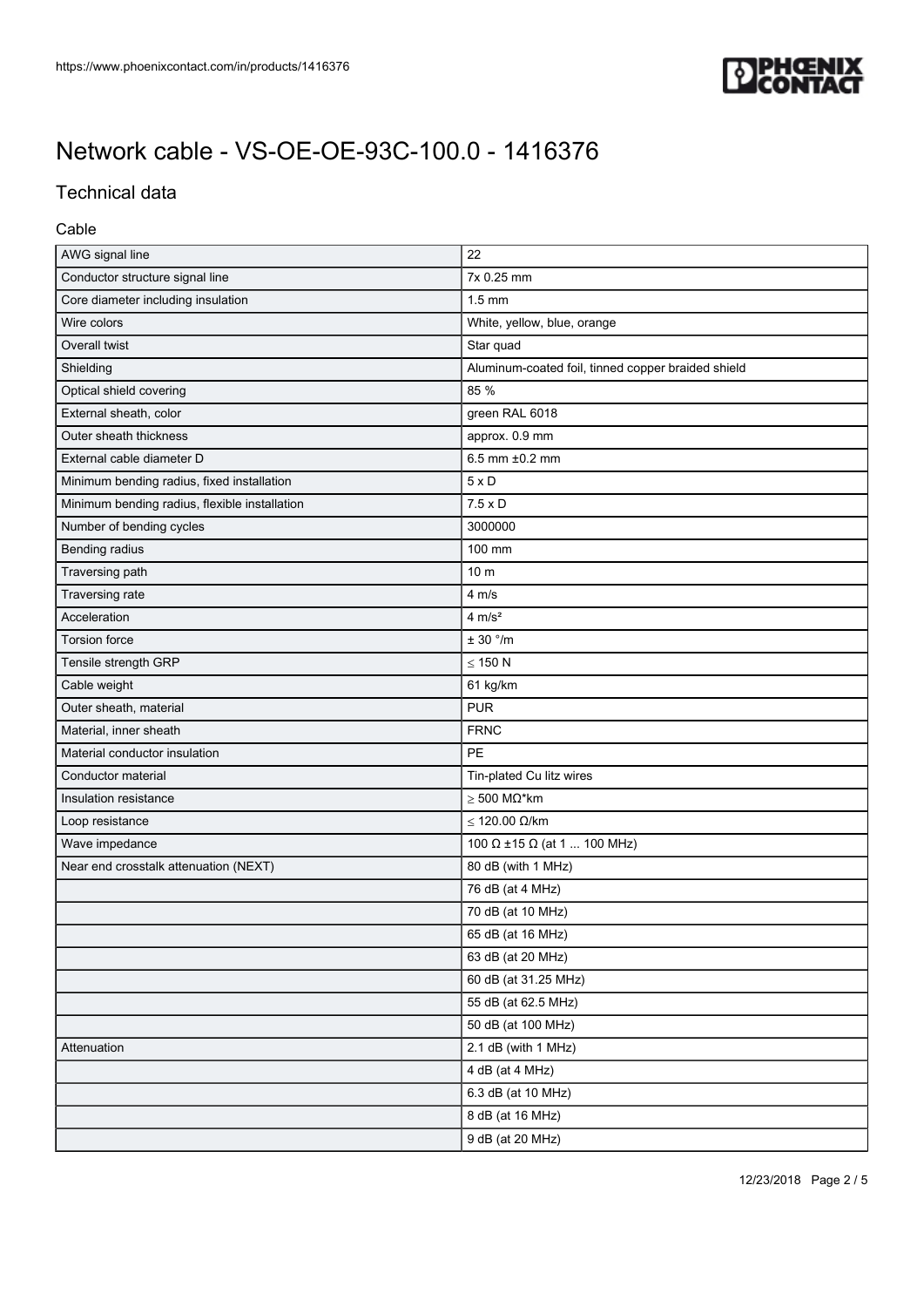# Network cable - VS-OE-OE-93C-100.0 - 1416376

## Technical data

### Cable

| | |
|---|---|
| AWG signal line | 22 |
| Conductor structure signal line | 7x 0.25 mm |
| Core diameter including insulation | 1.5 mm |
| Wire colors | White, yellow, blue, orange |
| Overall twist | Star quad |
| Shielding | Aluminum-coated foil, tinned copper braided shield |
| Optical shield covering | 85 % |
| External sheath, color | green RAL 6018 |
| Outer sheath thickness | approx. 0.9 mm |
| External cable diameter D | 6.5 mm ±0.2 mm |
| Minimum bending radius, fixed installation | 5 x D |
| Minimum bending radius, flexible installation | 7.5 x D |
| Number of bending cycles | 3000000 |
| Bending radius | 100 mm |
| Traversing path | 10 m |
| Traversing rate | 4 m/s |
| Acceleration | 4 m/s² |
| Torsion force | ± 30 °/m |
| Tensile strength GRP | ≤ 150 N |
| Cable weight | 61 kg/km |
| Outer sheath, material | PUR |
| Material, inner sheath | FRNC |
| Material conductor insulation | PE |
| Conductor material | Tin-plated Cu litz wires |
| Insulation resistance | ≥ 500 MΩ*km |
| Loop resistance | ≤ 120.00 Ω/km |
| Wave impedance | 100 Ω ±15 Ω (at 1 ... 100 MHz) |
| Near end crosstalk attenuation (NEXT) | 80 dB (with 1 MHz) |
| | 76 dB (at 4 MHz) |
| | 70 dB (at 10 MHz) |
| | 65 dB (at 16 MHz) |
| | 63 dB (at 20 MHz) |
| | 60 dB (at 31.25 MHz) |
| | 55 dB (at 62.5 MHz) |
| | 50 dB (at 100 MHz) |
| Attenuation | 2.1 dB (with 1 MHz) |
| | 4 dB (at 4 MHz) |
| | 6.3 dB (at 10 MHz) |
| | 8 dB (at 16 MHz) |
| | 9 dB (at 20 MHz) |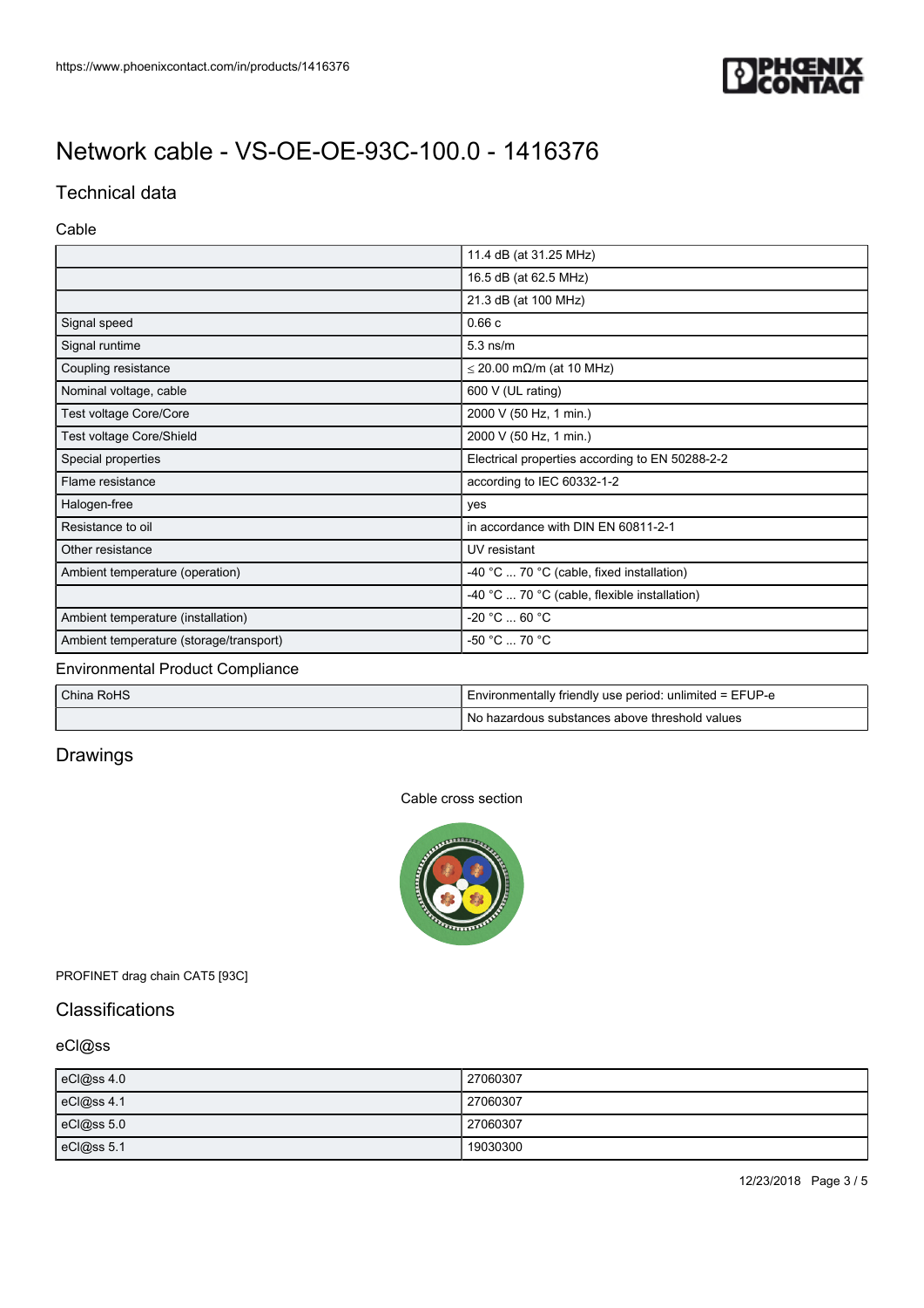# Network cable - VS-OE-OE-93C-100.0 - 1416376

## Technical data

### Cable

| | |
|---|---|
| | 11.4 dB (at 31.25 MHz) |
| | 16.5 dB (at 62.5 MHz) |
| | 21.3 dB (at 100 MHz) |
| Signal speed | 0.66 c |
| Signal runtime | 5.3 ns/m |
| Coupling resistance | ≤ 20.00 mΩ/m (at 10 MHz) |
| Nominal voltage, cable | 600 V (UL rating) |
| Test voltage Core/Core | 2000 V (50 Hz, 1 min.) |
| Test voltage Core/Shield | 2000 V (50 Hz, 1 min.) |
| Special properties | Electrical properties according to EN 50288-2-2 |
| Flame resistance | according to IEC 60332-1-2 |
| Halogen-free | yes |
| Resistance to oil | in accordance with DIN EN 60811-2-1 |
| Other resistance | UV resistant |
| Ambient temperature (operation) | -40 °C ... 70 °C (cable, fixed installation) |
| | -40 °C ... 70 °C (cable, flexible installation) |
| Ambient temperature (installation) | -20 °C ... 60 °C |
| Ambient temperature (storage/transport) | -50 °C ... 70 °C |

### Environmental Product Compliance

| | |
|---|---|
| China RoHS | Environmentally friendly use period: unlimited = EFUP-e |
| | No hazardous substances above threshold values |

## Drawings

Cable cross section

PROFINET drag chain CAT5 [93C]

## Classifications

### eCl@ss

| | |
|---|---|
| eCl@ss 4.0 | 27060307 |
| eCl@ss 4.1 | 27060307 |
| eCl@ss 5.0 | 27060307 |
| eCl@ss 5.1 | 19030300 |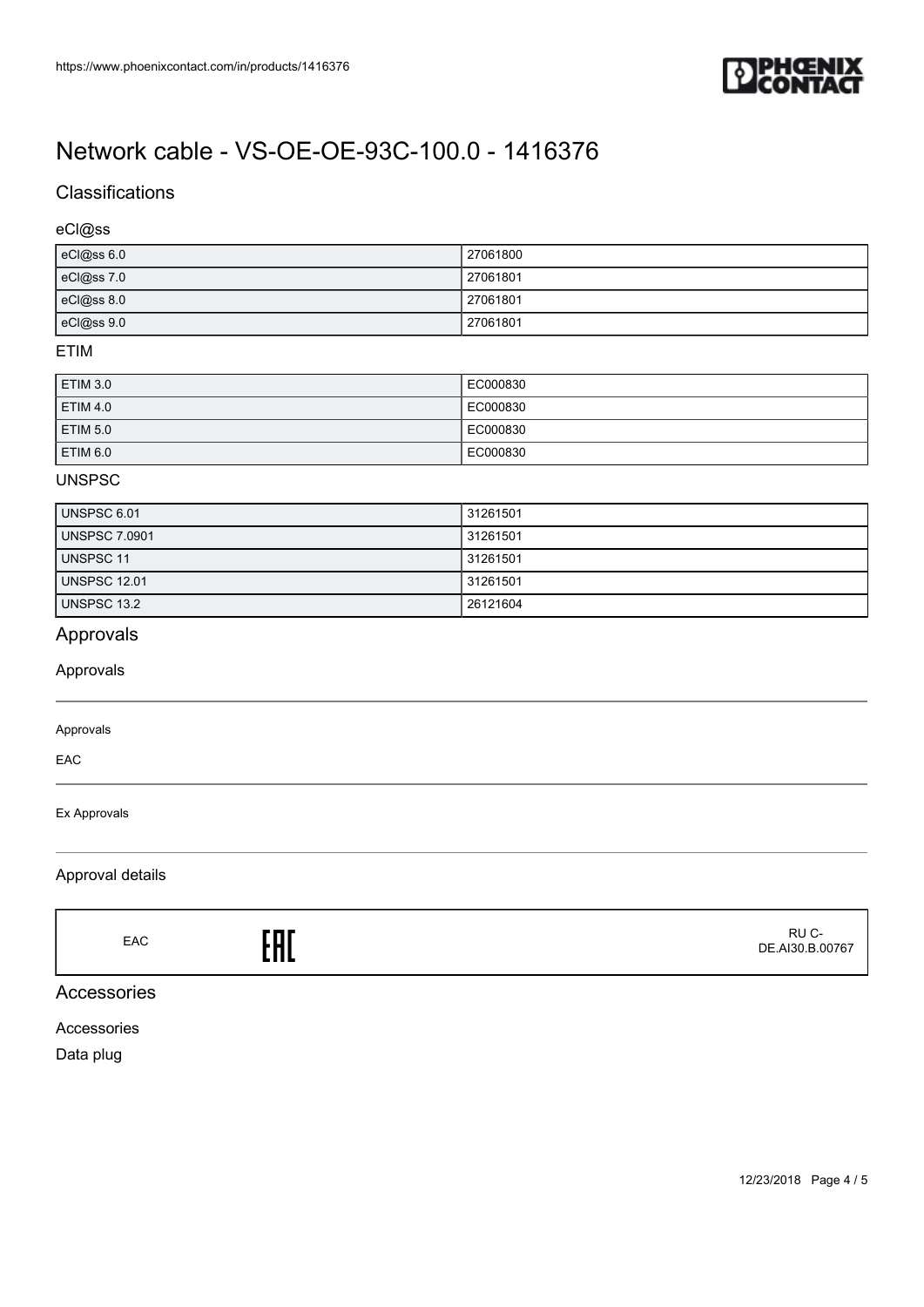# Network cable - VS-OE-OE-93C-100.0 - 1416376

## Classifications

### eCl@ss

| | |
|---|---|
| eCl@ss 6.0 | 27061800 |
| eCl@ss 7.0 | 27061801 |
| eCl@ss 8.0 | 27061801 |
| eCl@ss 9.0 | 27061801 |

### ETIM

| | |
|---|---|
| ETIM 3.0 | EC000830 |
| ETIM 4.0 | EC000830 |
| ETIM 5.0 | EC000830 |
| ETIM 6.0 | EC000830 |

### UNSPSC

| | |
|---|---|
| UNSPSC 6.01 | 31261501 |
| UNSPSC 7.0901 | 31261501 |
| UNSPSC 11 | 31261501 |
| UNSPSC 12.01 | 31261501 |
| UNSPSC 13.2 | 26121604 |

## Approvals

### Approvals

Approvals

EAC

Ex Approvals

### Approval details

| | | |
|---|---|---|
| EAC | EAC | RU C-DE.AI30.B.00767 |

## Accessories

### Accessories

Data plug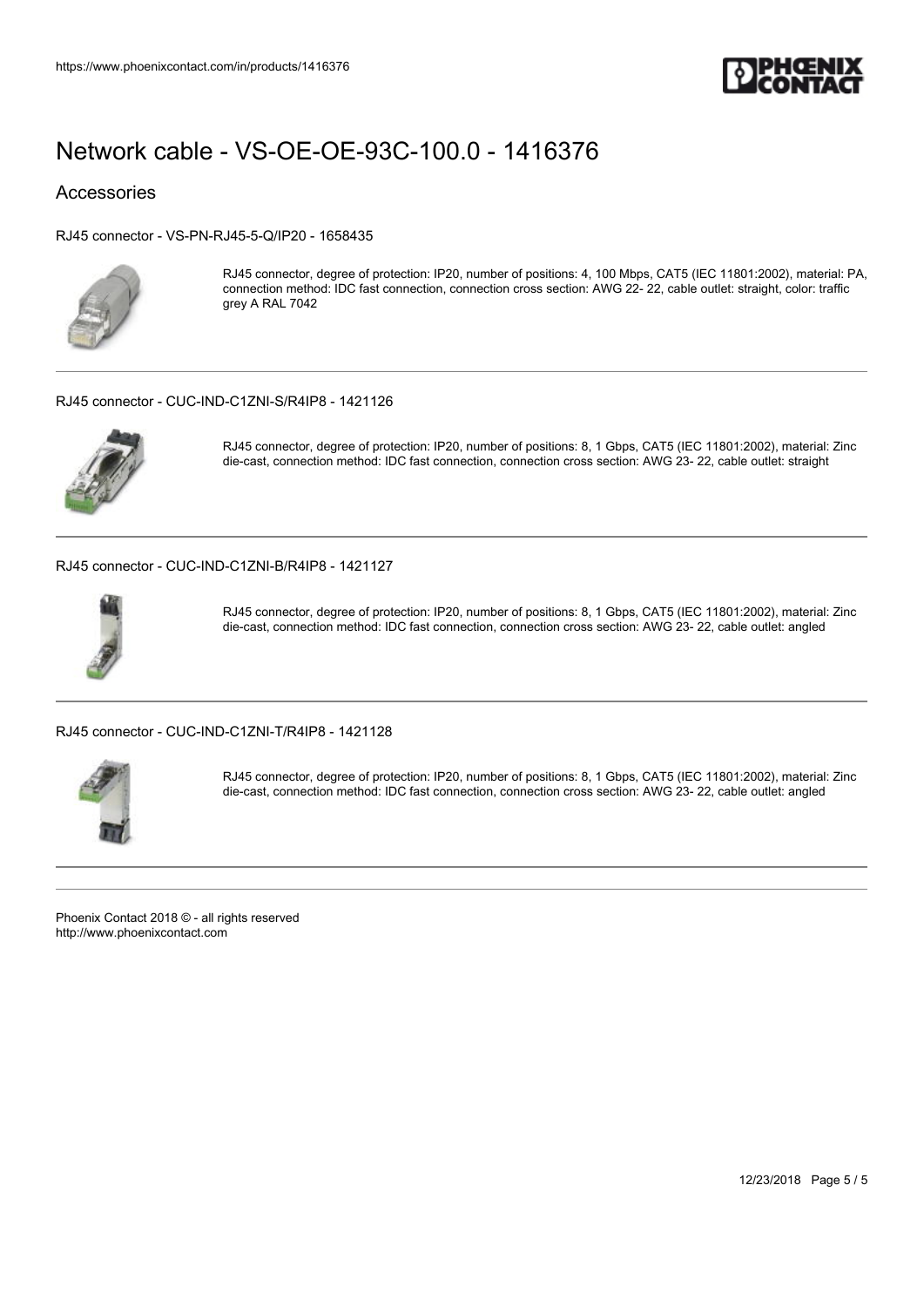# Network cable - VS-OE-OE-93C-100.0 - 1416376

## Accessories

RJ45 connector - VS-PN-RJ45-5-Q/IP20 - 1658435

RJ45 connector, degree of protection: IP20, number of positions: 4, 100 Mbps, CAT5 (IEC 11801:2002), material: PA, connection method: IDC fast connection, connection cross section: AWG 22- 22, cable outlet: straight, color: traffic grey A RAL 7042

RJ45 connector - CUC-IND-C1ZNI-S/R4IP8 - 1421126

RJ45 connector, degree of protection: IP20, number of positions: 8, 1 Gbps, CAT5 (IEC 11801:2002), material: Zinc die-cast, connection method: IDC fast connection, connection cross section: AWG 23- 22, cable outlet: straight

RJ45 connector - CUC-IND-C1ZNI-B/R4IP8 - 1421127

RJ45 connector, degree of protection: IP20, number of positions: 8, 1 Gbps, CAT5 (IEC 11801:2002), material: Zinc die-cast, connection method: IDC fast connection, connection cross section: AWG 23- 22, cable outlet: angled

RJ45 connector - CUC-IND-C1ZNI-T/R4IP8 - 1421128

RJ45 connector, degree of protection: IP20, number of positions: 8, 1 Gbps, CAT5 (IEC 11801:2002), material: Zinc die-cast, connection method: IDC fast connection, connection cross section: AWG 23- 22, cable outlet: angled

Phoenix Contact 2018 © - all rights reserved
http://www.phoenixcontact.com